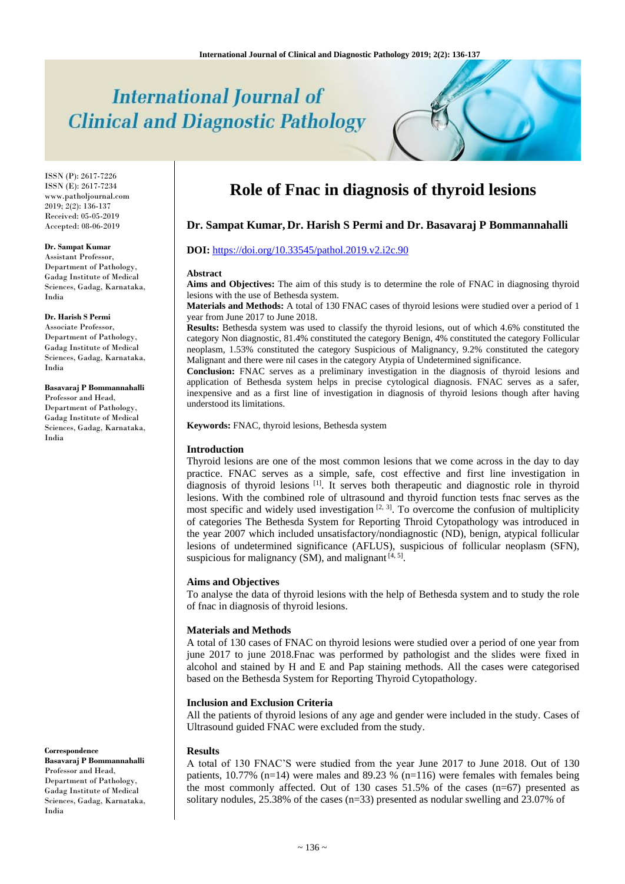# International Journal of Clinical and Diagnostic Pathology

ISSN (P): 2617-7226
ISSN (E): 2617-7234
www.patholjournal.com
2019; 2(2): 136-137
Received: 05-05-2019
Accepted: 08-06-2019

**Dr. Sampat Kumar**
Assistant Professor, Department of Pathology, Gadag Institute of Medical Sciences, Gadag, Karnataka, India

**Dr. Harish S Permi**
Associate Professor, Department of Pathology, Gadag Institute of Medical Sciences, Gadag, Karnataka, India

**Basavaraj P Bommannahalli**
Professor and Head, Department of Pathology, Gadag Institute of Medical Sciences, Gadag, Karnataka, India

**Correspondence**
**Basavaraj P Bommannahalli**
Professor and Head, Department of Pathology, Gadag Institute of Medical Sciences, Gadag, Karnataka, India

# Role of Fnac in diagnosis of thyroid lesions

### Dr. Sampat Kumar, Dr. Harish S Permi and Dr. Basavaraj P Bommannahalli

**DOI:** https://doi.org/10.33545/pathol.2019.v2.i2c.90

**Abstract**

**Aims and Objectives:** The aim of this study is to determine the role of FNAC in diagnosing thyroid lesions with the use of Bethesda system.

**Materials and Methods:** A total of 130 FNAC cases of thyroid lesions were studied over a period of 1 year from June 2017 to June 2018.

**Results:** Bethesda system was used to classify the thyroid lesions, out of which 4.6% constituted the category Non diagnostic, 81.4% constituted the category Benign, 4% constituted the category Follicular neoplasm, 1.53% constituted the category Suspicious of Malignancy, 9.2% constituted the category Malignant and there were nil cases in the category Atypia of Undetermined significance.

**Conclusion:** FNAC serves as a preliminary investigation in the diagnosis of thyroid lesions and application of Bethesda system helps in precise cytological diagnosis. FNAC serves as a safer, inexpensive and as a first line of investigation in diagnosis of thyroid lesions though after having understood its limitations.

**Keywords:** FNAC, thyroid lesions, Bethesda system

## Introduction

Thyroid lesions are one of the most common lesions that we come across in the day to day practice. FNAC serves as a simple, safe, cost effective and first line investigation in diagnosis of thyroid lesions [1]. It serves both therapeutic and diagnostic role in thyroid lesions. With the combined role of ultrasound and thyroid function tests fnac serves as the most specific and widely used investigation [2, 3]. To overcome the confusion of multiplicity of categories The Bethesda System for Reporting Throid Cytopathology was introduced in the year 2007 which included unsatisfactory/nondiagnostic (ND), benign, atypical follicular lesions of undetermined significance (AFLUS), suspicious of follicular neoplasm (SFN), suspicious for malignancy (SM), and malignant [4, 5].

## Aims and Objectives

To analyse the data of thyroid lesions with the help of Bethesda system and to study the role of fnac in diagnosis of thyroid lesions.

## Materials and Methods

A total of 130 cases of FNAC on thyroid lesions were studied over a period of one year from june 2017 to june 2018.Fnac was performed by pathologist and the slides were fixed in alcohol and stained by H and E and Pap staining methods. All the cases were categorised based on the Bethesda System for Reporting Thyroid Cytopathology.

## Inclusion and Exclusion Criteria

All the patients of thyroid lesions of any age and gender were included in the study. Cases of Ultrasound guided FNAC were excluded from the study.

## Results

A total of 130 FNAC'S were studied from the year June 2017 to June 2018. Out of 130 patients, 10.77% (n=14) were males and 89.23 % (n=116) were females with females being the most commonly affected. Out of 130 cases 51.5% of the cases (n=67) presented as solitary nodules, 25.38% of the cases (n=33) presented as nodular swelling and 23.07% of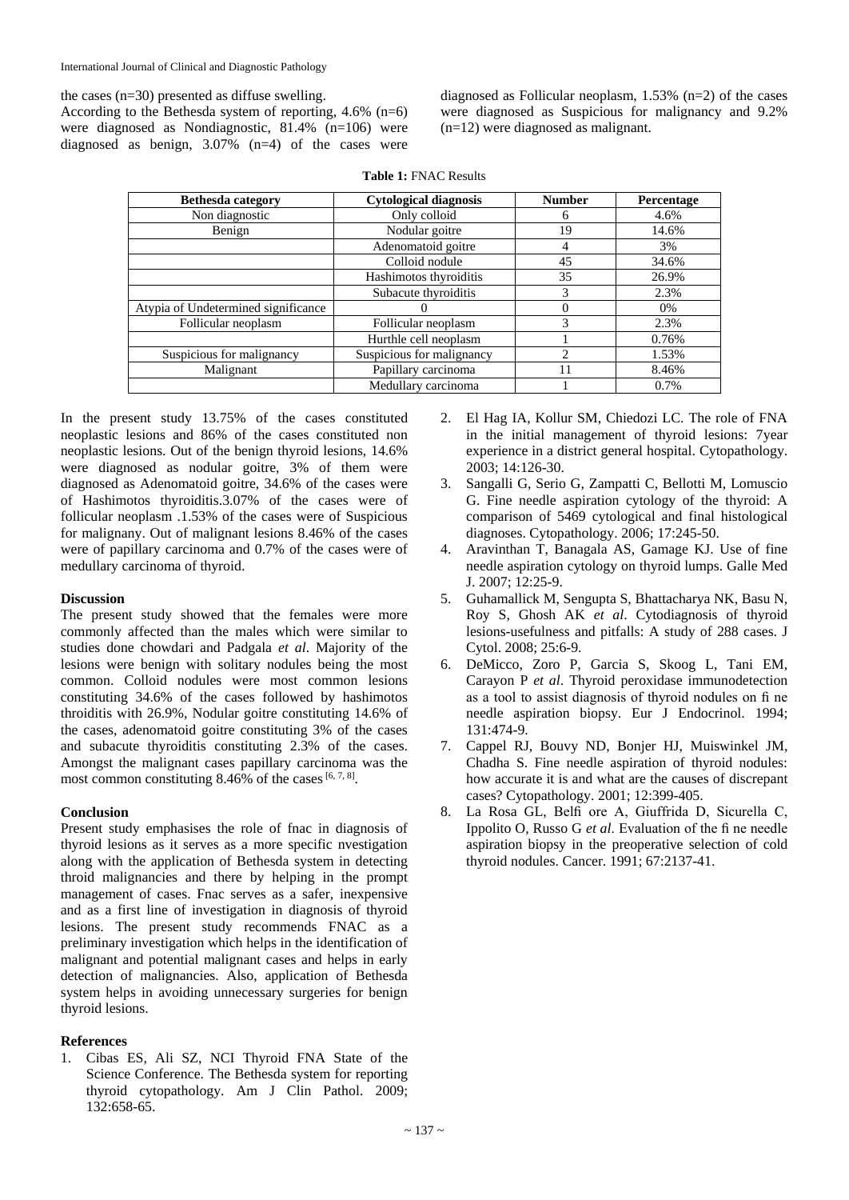the cases (n=30) presented as diffuse swelling.

According to the Bethesda system of reporting, 4.6% (n=6) were diagnosed as Nondiagnostic, 81.4% (n=106) were diagnosed as benign, 3.07% (n=4) of the cases were diagnosed as Follicular neoplasm, 1.53% (n=2) of the cases were diagnosed as Suspicious for malignancy and 9.2% (n=12) were diagnosed as malignant.

**Table 1:** FNAC Results

| Bethesda category | Cytological diagnosis | Number | Percentage |
|---|---|---|---|
| Non diagnostic | Only colloid | 6 | 4.6% |
| Benign | Nodular goitre | 19 | 14.6% |
| | Adenomatoid goitre | 4 | 3% |
| | Colloid nodule | 45 | 34.6% |
| | Hashimotos thyroiditis | 35 | 26.9% |
| | Subacute thyroiditis | 3 | 2.3% |
| Atypia of Undetermined significance | 0 | 0 | 0% |
| Follicular neoplasm | Follicular neoplasm | 3 | 2.3% |
| | Hurthle cell neoplasm | 1 | 0.76% |
| Suspicious for malignancy | Suspicious for malignancy | 2 | 1.53% |
| Malignant | Papillary carcinoma | 11 | 8.46% |
| | Medullary carcinoma | 1 | 0.7% |

In the present study 13.75% of the cases constituted neoplastic lesions and 86% of the cases constituted non neoplastic lesions. Out of the benign thyroid lesions, 14.6% were diagnosed as nodular goitre, 3% of them were diagnosed as Adenomatoid goitre, 34.6% of the cases were of Hashimotos thyroiditis.3.07% of the cases were of follicular neoplasm .1.53% of the cases were of Suspicious for malignany. Out of malignant lesions 8.46% of the cases were of papillary carcinoma and 0.7% of the cases were of medullary carcinoma of thyroid.

### Discussion

The present study showed that the females were more commonly affected than the males which were similar to studies done chowdari and Padgala *et al*. Majority of the lesions were benign with solitary nodules being the most common. Colloid nodules were most common lesions constituting 34.6% of the cases followed by hashimotos throiditis with 26.9%, Nodular goitre constituting 14.6% of the cases, adenomatoid goitre constituting 3% of the cases and subacute thyroiditis constituting 2.3% of the cases. Amongst the malignant cases papillary carcinoma was the most common constituting 8.46% of the cases [6, 7, 8].

### Conclusion

Present study emphasises the role of fnac in diagnosis of thyroid lesions as it serves as a more specific nvestigation along with the application of Bethesda system in detecting throid malignancies and there by helping in the prompt management of cases. Fnac serves as a safer, inexpensive and as a first line of investigation in diagnosis of thyroid lesions. The present study recommends FNAC as a preliminary investigation which helps in the identification of malignant and potential malignant cases and helps in early detection of malignancies. Also, application of Bethesda system helps in avoiding unnecessary surgeries for benign thyroid lesions.

### References

1. Cibas ES, Ali SZ, NCI Thyroid FNA State of the Science Conference. The Bethesda system for reporting thyroid cytopathology. Am J Clin Pathol. 2009; 132:658-65.
2. El Hag IA, Kollur SM, Chiedozi LC. The role of FNA in the initial management of thyroid lesions: 7year experience in a district general hospital. Cytopathology. 2003; 14:126-30.
3. Sangalli G, Serio G, Zampatti C, Bellotti M, Lomuscio G. Fine needle aspiration cytology of the thyroid: A comparison of 5469 cytological and final histological diagnoses. Cytopathology. 2006; 17:245-50.
4. Aravinthan T, Banagala AS, Gamage KJ. Use of fine needle aspiration cytology on thyroid lumps. Galle Med J. 2007; 12:25-9.
5. Guhamallick M, Sengupta S, Bhattacharya NK, Basu N, Roy S, Ghosh AK *et al*. Cytodiagnosis of thyroid lesions-usefulness and pitfalls: A study of 288 cases. J Cytol. 2008; 25:6-9.
6. DeMicco, Zoro P, Garcia S, Skoog L, Tani EM, Carayon P *et al*. Thyroid peroxidase immunodetection as a tool to assist diagnosis of thyroid nodules on fi ne needle aspiration biopsy. Eur J Endocrinol. 1994; 131:474-9.
7. Cappel RJ, Bouvy ND, Bonjer HJ, Muiswinkel JM, Chadha S. Fine needle aspiration of thyroid nodules: how accurate it is and what are the causes of discrepant cases? Cytopathology. 2001; 12:399-405.
8. La Rosa GL, Belfi ore A, Giuffrida D, Sicurella C, Ippolito O, Russo G *et al*. Evaluation of the fi ne needle aspiration biopsy in the preoperative selection of cold thyroid nodules. Cancer. 1991; 67:2137-41.